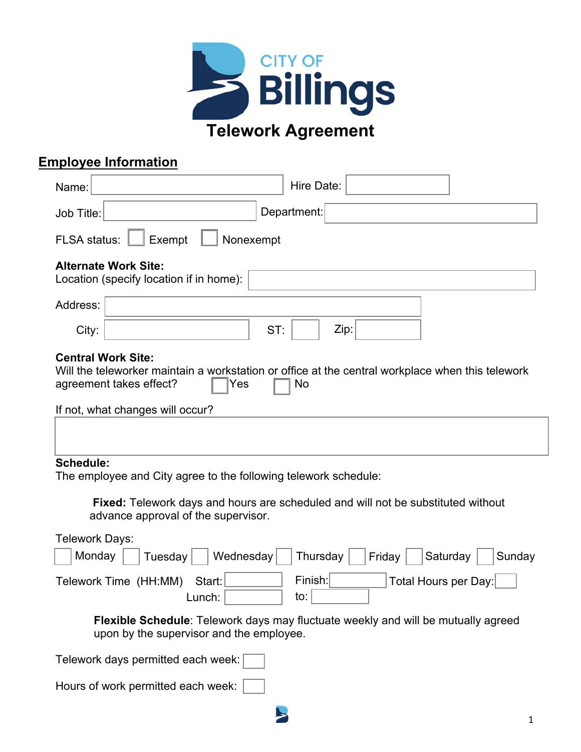CITY OF Billings

# Telework Agreement

## Employee Information

Name: ____________________ Hire Date: ____________

Job Title: ____________________ Department: ____________________

FLSA status: ☐ Exempt ☐ Nonexempt

**Alternate Work Site:**
Location (specify location if in home): ____________________

Address: ____________________

City: ____________ ST: ____ Zip: ________

**Central Work Site:**
Will the teleworker maintain a workstation or office at the central workplace when this telework agreement takes effect? ☐ Yes ☐ No

If not, what changes will occur?

____________________

**Schedule:**
The employee and City agree to the following telework schedule:

**Fixed:** Telework days and hours are scheduled and will not be substituted without advance approval of the supervisor.

Telework Days:

☐ Monday ☐ Tuesday ☐ Wednesday ☐ Thursday ☐ Friday ☐ Saturday ☐ Sunday

Telework Time (HH:MM) Start: ________ Finish: ________ Total Hours per Day: ____

Lunch: ________ to: ________

**Flexible Schedule**: Telework days may fluctuate weekly and will be mutually agreed upon by the supervisor and the employee.

Telework days permitted each week: ____

Hours of work permitted each week: ____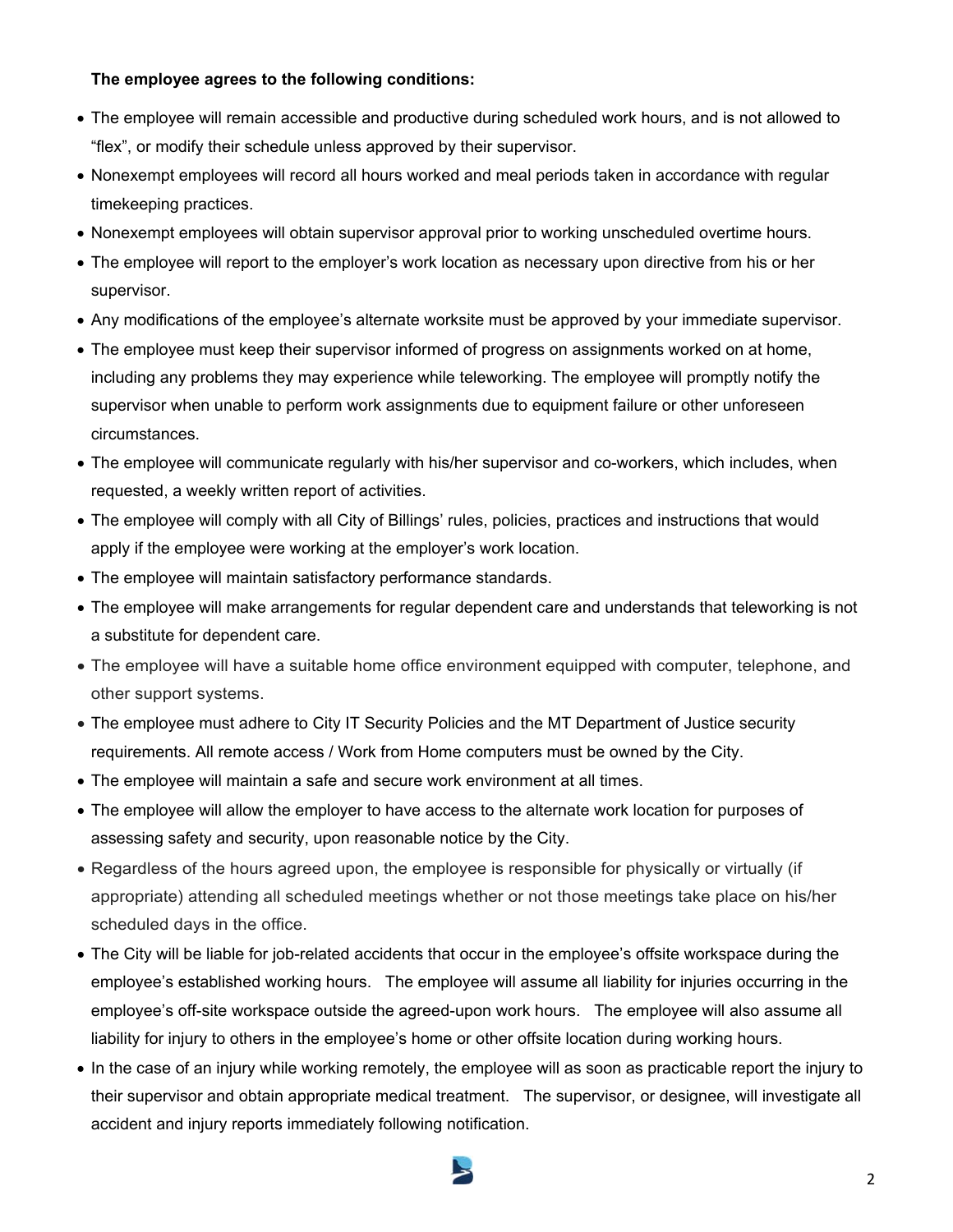**The employee agrees to the following conditions:**

- The employee will remain accessible and productive during scheduled work hours, and is not allowed to "flex", or modify their schedule unless approved by their supervisor.
- Nonexempt employees will record all hours worked and meal periods taken in accordance with regular timekeeping practices.
- Nonexempt employees will obtain supervisor approval prior to working unscheduled overtime hours.
- The employee will report to the employer's work location as necessary upon directive from his or her supervisor.
- Any modifications of the employee's alternate worksite must be approved by your immediate supervisor.
- The employee must keep their supervisor informed of progress on assignments worked on at home, including any problems they may experience while teleworking. The employee will promptly notify the supervisor when unable to perform work assignments due to equipment failure or other unforeseen circumstances.
- The employee will communicate regularly with his/her supervisor and co-workers, which includes, when requested, a weekly written report of activities.
- The employee will comply with all City of Billings' rules, policies, practices and instructions that would apply if the employee were working at the employer's work location.
- The employee will maintain satisfactory performance standards.
- The employee will make arrangements for regular dependent care and understands that teleworking is not a substitute for dependent care.
- The employee will have a suitable home office environment equipped with computer, telephone, and other support systems.
- The employee must adhere to City IT Security Policies and the MT Department of Justice security requirements. All remote access / Work from Home computers must be owned by the City.
- The employee will maintain a safe and secure work environment at all times.
- The employee will allow the employer to have access to the alternate work location for purposes of assessing safety and security, upon reasonable notice by the City.
- Regardless of the hours agreed upon, the employee is responsible for physically or virtually (if appropriate) attending all scheduled meetings whether or not those meetings take place on his/her scheduled days in the office.
- The City will be liable for job-related accidents that occur in the employee's offsite workspace during the employee's established working hours. The employee will assume all liability for injuries occurring in the employee's off-site workspace outside the agreed-upon work hours. The employee will also assume all liability for injury to others in the employee's home or other offsite location during working hours.
- In the case of an injury while working remotely, the employee will as soon as practicable report the injury to their supervisor and obtain appropriate medical treatment. The supervisor, or designee, will investigate all accident and injury reports immediately following notification.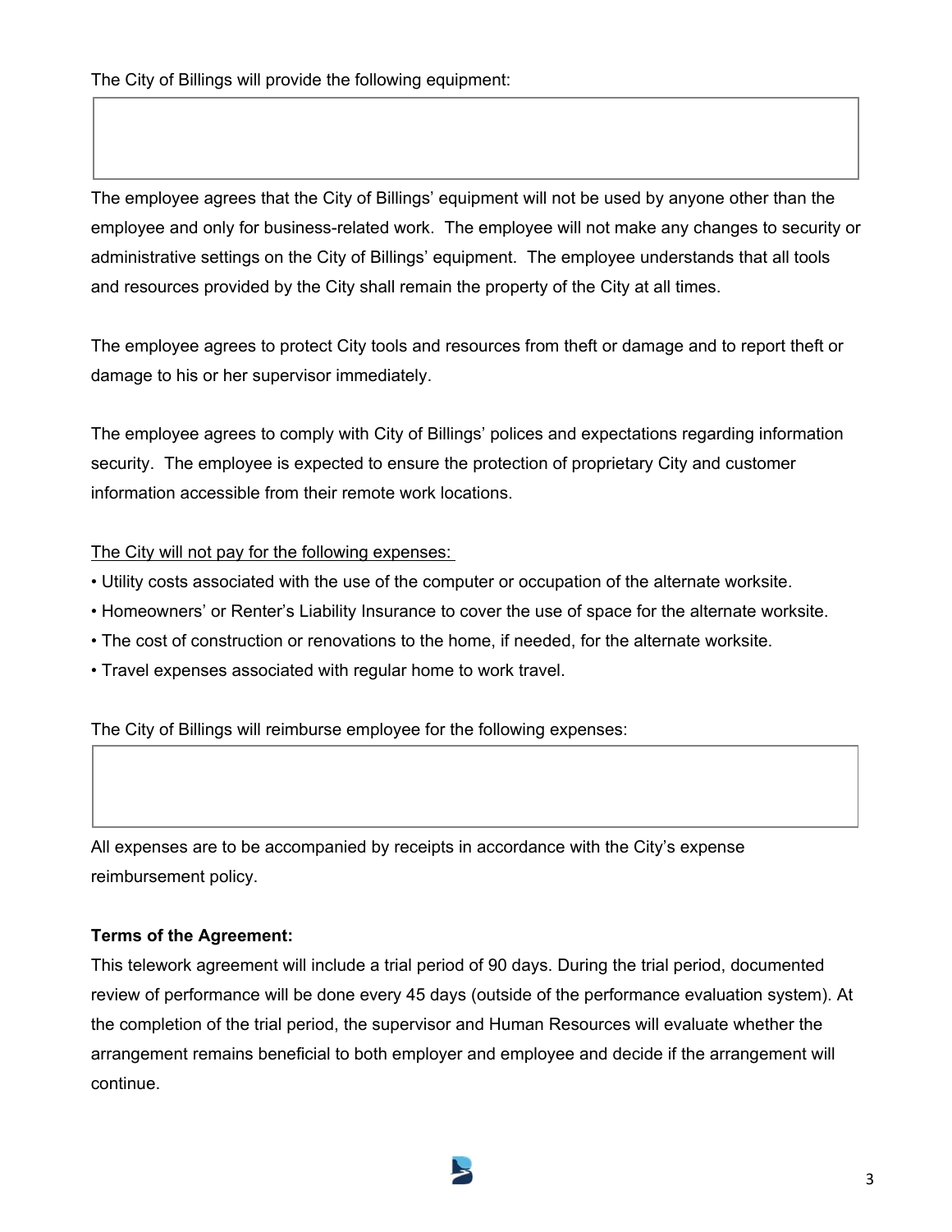The City of Billings will provide the following equipment:

|  |
| --- |
|  |

The employee agrees that the City of Billings' equipment will not be used by anyone other than the employee and only for business-related work. The employee will not make any changes to security or administrative settings on the City of Billings' equipment. The employee understands that all tools and resources provided by the City shall remain the property of the City at all times.

The employee agrees to protect City tools and resources from theft or damage and to report theft or damage to his or her supervisor immediately.

The employee agrees to comply with City of Billings' polices and expectations regarding information security. The employee is expected to ensure the protection of proprietary City and customer information accessible from their remote work locations.

The City will not pay for the following expenses:

- Utility costs associated with the use of the computer or occupation of the alternate worksite.
- Homeowners' or Renter's Liability Insurance to cover the use of space for the alternate worksite.
- The cost of construction or renovations to the home, if needed, for the alternate worksite.
- Travel expenses associated with regular home to work travel.

The City of Billings will reimburse employee for the following expenses:

|  |
| --- |
|  |

All expenses are to be accompanied by receipts in accordance with the City's expense reimbursement policy.

**Terms of the Agreement:**

This telework agreement will include a trial period of 90 days. During the trial period, documented review of performance will be done every 45 days (outside of the performance evaluation system). At the completion of the trial period, the supervisor and Human Resources will evaluate whether the arrangement remains beneficial to both employer and employee and decide if the arrangement will continue.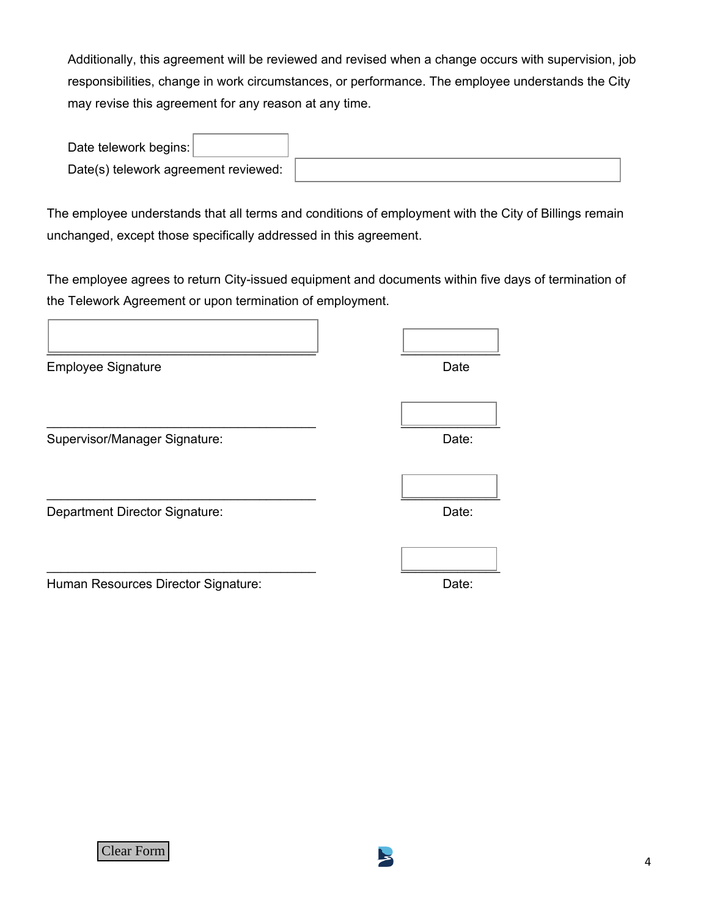Additionally, this agreement will be reviewed and revised when a change occurs with supervision, job responsibilities, change in work circumstances, or performance. The employee understands the City may revise this agreement for any reason at any time.

Date telework begins: \_\_\_\_\_\_\_\_\_\_

Date(s) telework agreement reviewed: \_\_\_\_\_\_\_\_\_\_

The employee understands that all terms and conditions of employment with the City of Billings remain unchanged, except those specifically addressed in this agreement.

The employee agrees to return City-issued equipment and documents within five days of termination of the Telework Agreement or upon termination of employment.

______________________________________ ______________

Employee Signature Date

______________________________________ ______________

Supervisor/Manager Signature: Date:

______________________________________ ______________

Department Director Signature: Date:

______________________________________ ______________

Human Resources Director Signature: Date:

Clear Form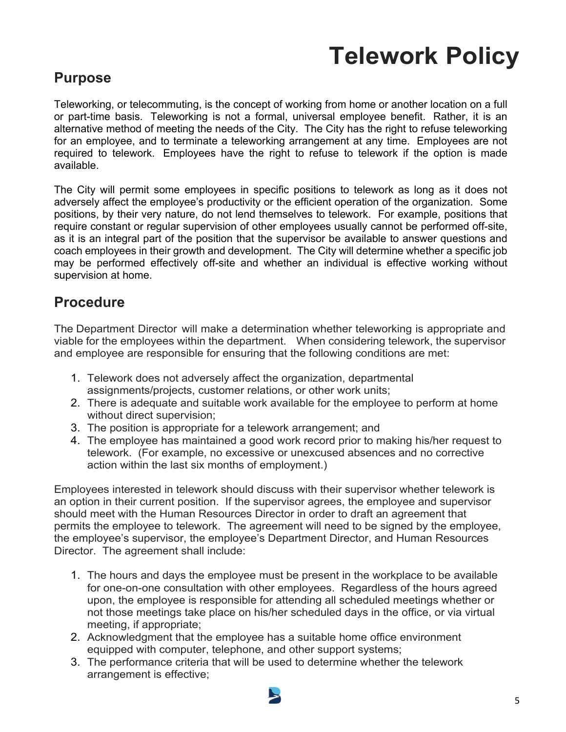# Telework Policy

## Purpose

Teleworking, or telecommuting, is the concept of working from home or another location on a full or part-time basis. Teleworking is not a formal, universal employee benefit. Rather, it is an alternative method of meeting the needs of the City. The City has the right to refuse teleworking for an employee, and to terminate a teleworking arrangement at any time. Employees are not required to telework. Employees have the right to refuse to telework if the option is made available.

The City will permit some employees in specific positions to telework as long as it does not adversely affect the employee's productivity or the efficient operation of the organization. Some positions, by their very nature, do not lend themselves to telework. For example, positions that require constant or regular supervision of other employees usually cannot be performed off-site, as it is an integral part of the position that the supervisor be available to answer questions and coach employees in their growth and development. The City will determine whether a specific job may be performed effectively off-site and whether an individual is effective working without supervision at home.

## Procedure

The Department Director will make a determination whether teleworking is appropriate and viable for the employees within the department. When considering telework, the supervisor and employee are responsible for ensuring that the following conditions are met:

1. Telework does not adversely affect the organization, departmental assignments/projects, customer relations, or other work units;
2. There is adequate and suitable work available for the employee to perform at home without direct supervision;
3. The position is appropriate for a telework arrangement; and
4. The employee has maintained a good work record prior to making his/her request to telework. (For example, no excessive or unexcused absences and no corrective action within the last six months of employment.)

Employees interested in telework should discuss with their supervisor whether telework is an option in their current position. If the supervisor agrees, the employee and supervisor should meet with the Human Resources Director in order to draft an agreement that permits the employee to telework. The agreement will need to be signed by the employee, the employee's supervisor, the employee's Department Director, and Human Resources Director. The agreement shall include:

1. The hours and days the employee must be present in the workplace to be available for one-on-one consultation with other employees. Regardless of the hours agreed upon, the employee is responsible for attending all scheduled meetings whether or not those meetings take place on his/her scheduled days in the office, or via virtual meeting, if appropriate;
2. Acknowledgment that the employee has a suitable home office environment equipped with computer, telephone, and other support systems;
3. The performance criteria that will be used to determine whether the telework arrangement is effective;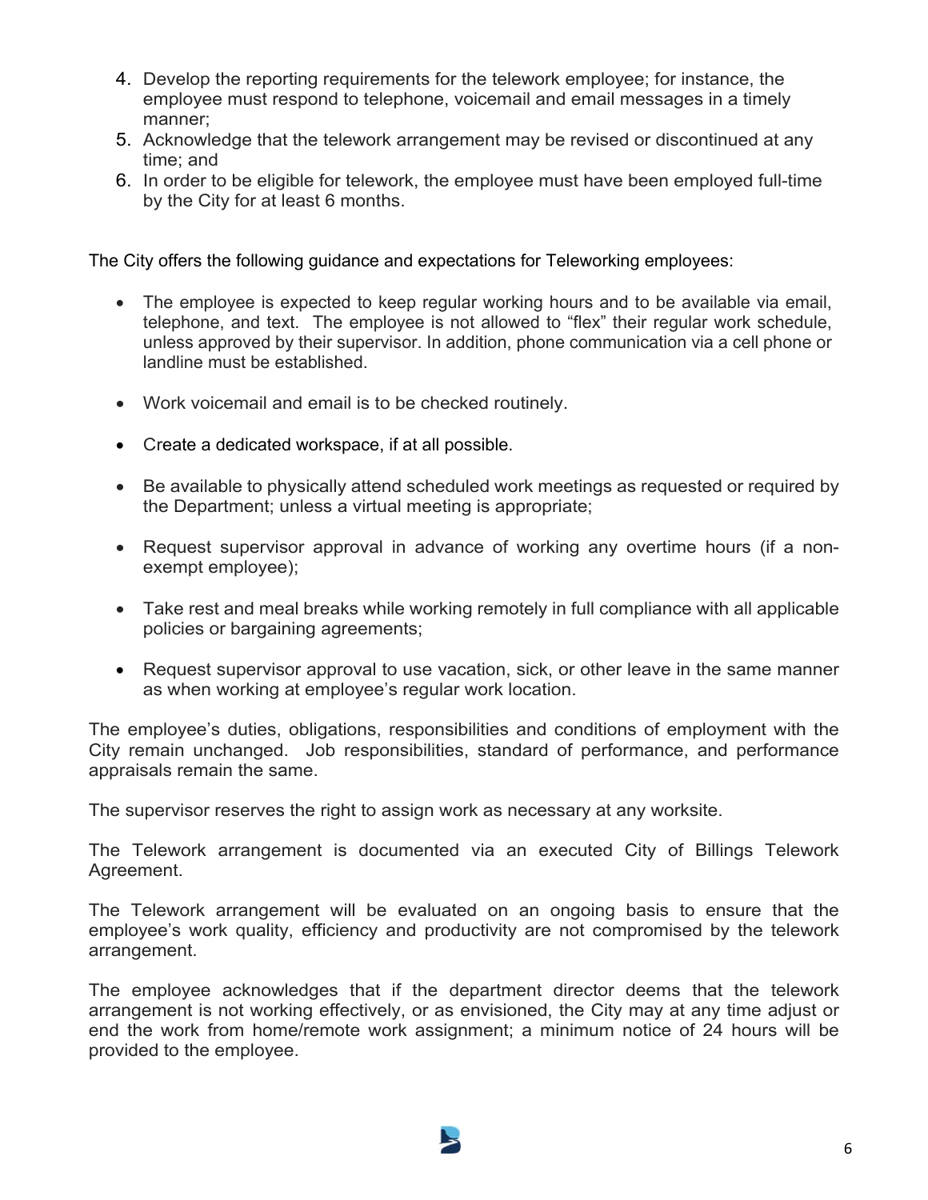4. Develop the reporting requirements for the telework employee; for instance, the employee must respond to telephone, voicemail and email messages in a timely manner;
5. Acknowledge that the telework arrangement may be revised or discontinued at any time; and
6. In order to be eligible for telework, the employee must have been employed full-time by the City for at least 6 months.

The City offers the following guidance and expectations for Teleworking employees:

- The employee is expected to keep regular working hours and to be available via email, telephone, and text. The employee is not allowed to "flex" their regular work schedule, unless approved by their supervisor. In addition, phone communication via a cell phone or landline must be established.
- Work voicemail and email is to be checked routinely.
- Create a dedicated workspace, if at all possible.
- Be available to physically attend scheduled work meetings as requested or required by the Department; unless a virtual meeting is appropriate;
- Request supervisor approval in advance of working any overtime hours (if a non-exempt employee);
- Take rest and meal breaks while working remotely in full compliance with all applicable policies or bargaining agreements;
- Request supervisor approval to use vacation, sick, or other leave in the same manner as when working at employee's regular work location.

The employee's duties, obligations, responsibilities and conditions of employment with the City remain unchanged. Job responsibilities, standard of performance, and performance appraisals remain the same.

The supervisor reserves the right to assign work as necessary at any worksite.

The Telework arrangement is documented via an executed City of Billings Telework Agreement.

The Telework arrangement will be evaluated on an ongoing basis to ensure that the employee's work quality, efficiency and productivity are not compromised by the telework arrangement.

The employee acknowledges that if the department director deems that the telework arrangement is not working effectively, or as envisioned, the City may at any time adjust or end the work from home/remote work assignment; a minimum notice of 24 hours will be provided to the employee.